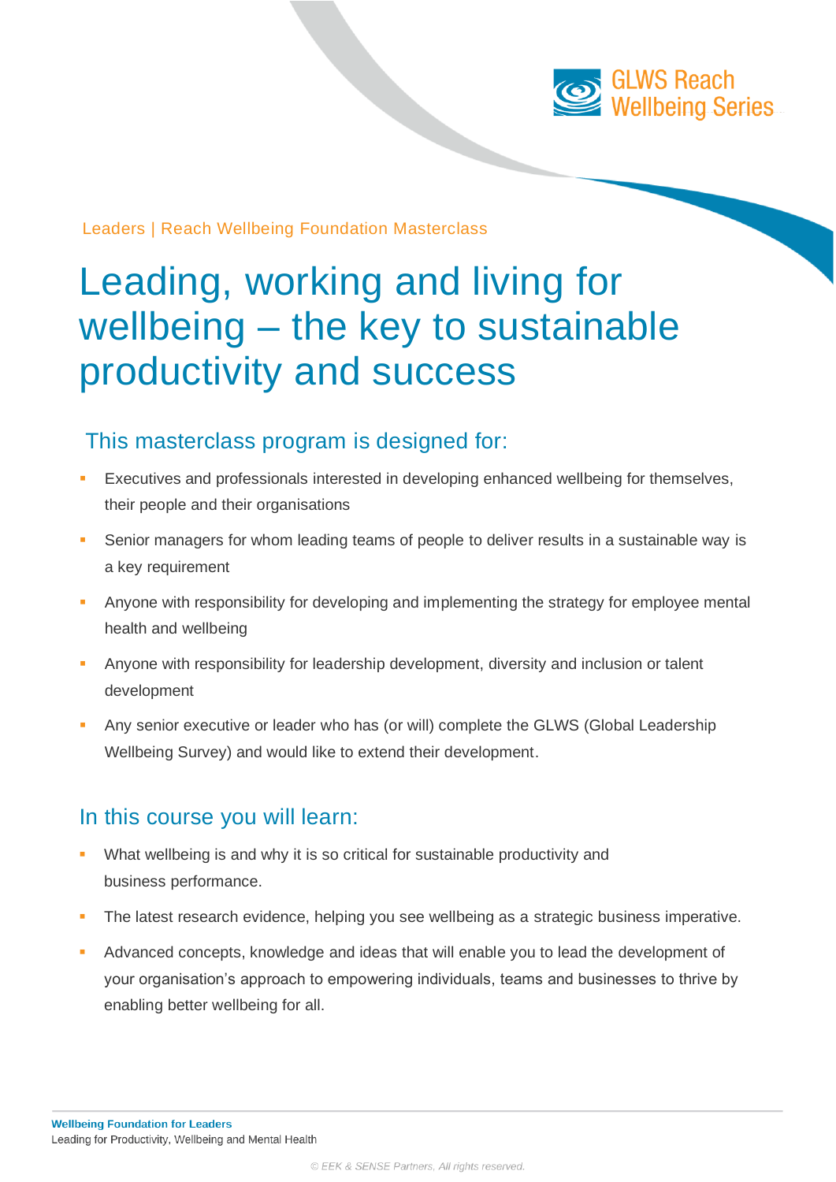GLWS Reach Wellbeing Series

Leaders | Reach Wellbeing Foundation Masterclass

# Leading, working and living for wellbeing – the key to sustainable productivity and success

## This masterclass program is designed for:

- Executives and professionals interested in developing enhanced wellbeing for themselves, their people and their organisations
- Senior managers for whom leading teams of people to deliver results in a sustainable way is a key requirement
- Anyone with responsibility for developing and implementing the strategy for employee mental health and wellbeing
- Anyone with responsibility for leadership development, diversity and inclusion or talent development
- Any senior executive or leader who has (or will) complete the GLWS (Global Leadership Wellbeing Survey) and would like to extend their development.

## In this course you will learn:

- What wellbeing is and why it is so critical for sustainable productivity and business performance.
- The latest research evidence, helping you see wellbeing as a strategic business imperative.
- Advanced concepts, knowledge and ideas that will enable you to lead the development of your organisation's approach to empowering individuals, teams and businesses to thrive by enabling better wellbeing for all.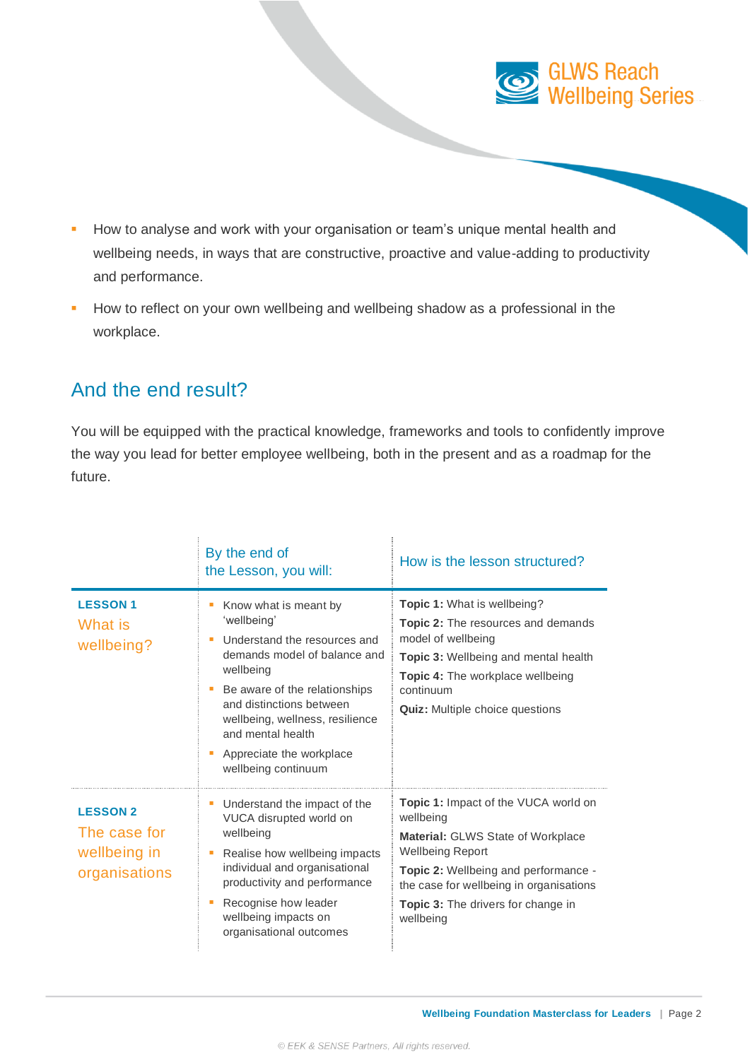- How to analyse and work with your organisation or team's unique mental health and wellbeing needs, in ways that are constructive, proactive and value-adding to productivity and performance.
- How to reflect on your own wellbeing and wellbeing shadow as a professional in the workplace.

## And the end result?

You will be equipped with the practical knowledge, frameworks and tools to confidently improve the way you lead for better employee wellbeing, both in the present and as a roadmap for the future.

| | By the end of the Lesson, you will: | How is the lesson structured? |
|---|---|---|
| **LESSON 1** What is wellbeing? | <ul><li>Know what is meant by 'wellbeing'</li><li>Understand the resources and demands model of balance and wellbeing</li><li>Be aware of the relationships and distinctions between wellbeing, wellness, resilience and mental health</li><li>Appreciate the workplace wellbeing continuum</li></ul> | **Topic 1:** What is wellbeing?<br>**Topic 2:** The resources and demands model of wellbeing<br>**Topic 3:** Wellbeing and mental health<br>**Topic 4:** The workplace wellbeing continuum<br>**Quiz:** Multiple choice questions |
| **LESSON 2** The case for wellbeing in organisations | <ul><li>Understand the impact of the VUCA disrupted world on wellbeing</li><li>Realise how wellbeing impacts individual and organisational productivity and performance</li><li>Recognise how leader wellbeing impacts on organisational outcomes</li></ul> | **Topic 1:** Impact of the VUCA world on wellbeing<br>**Material:** GLWS State of Workplace Wellbeing Report<br>**Topic 2:** Wellbeing and performance - the case for wellbeing in organisations<br>**Topic 3:** The drivers for change in wellbeing |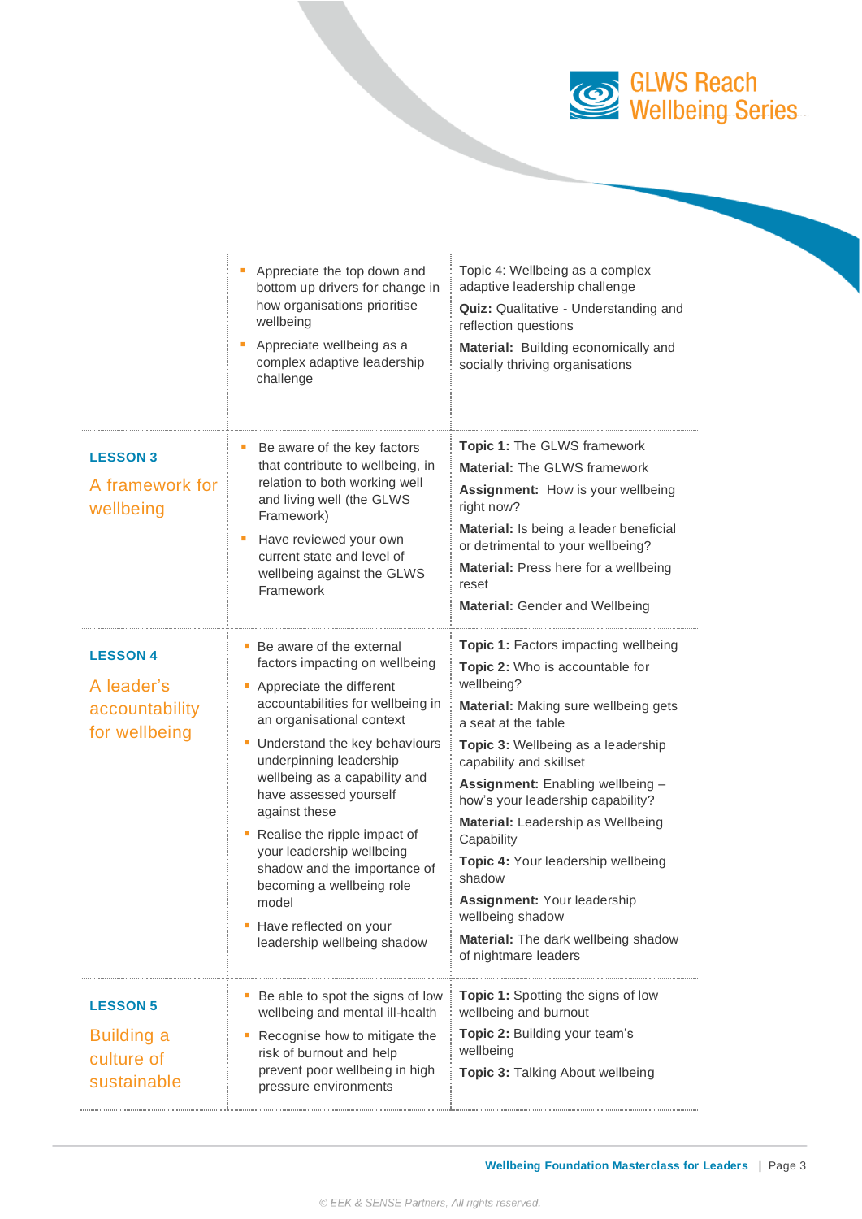| | | |
|---|---|---|
| | ▪ Appreciate the top down and bottom up drivers for change in how organisations prioritise wellbeing<br>▪ Appreciate wellbeing as a complex adaptive leadership challenge | Topic 4: Wellbeing as a complex adaptive leadership challenge<br>**Quiz:** Qualitative - Understanding and reflection questions<br>**Material:** Building economically and socially thriving organisations |
| **LESSON 3**<br>A framework for wellbeing | ▪ Be aware of the key factors that contribute to wellbeing, in relation to both working well and living well (the GLWS Framework)<br>▪ Have reviewed your own current state and level of wellbeing against the GLWS Framework | **Topic 1:** The GLWS framework<br>**Material:** The GLWS framework<br>**Assignment:** How is your wellbeing right now?<br>**Material:** Is being a leader beneficial or detrimental to your wellbeing?<br>**Material:** Press here for a wellbeing reset<br>**Material:** Gender and Wellbeing |
| **LESSON 4**<br>A leader's accountability for wellbeing | ▪ Be aware of the external factors impacting on wellbeing<br>▪ Appreciate the different accountabilities for wellbeing in an organisational context<br>▪ Understand the key behaviours underpinning leadership wellbeing as a capability and have assessed yourself against these<br>▪ Realise the ripple impact of your leadership wellbeing shadow and the importance of becoming a wellbeing role model<br>▪ Have reflected on your leadership wellbeing shadow | **Topic 1:** Factors impacting wellbeing<br>**Topic 2:** Who is accountable for wellbeing?<br>**Material:** Making sure wellbeing gets a seat at the table<br>**Topic 3:** Wellbeing as a leadership capability and skillset<br>**Assignment:** Enabling wellbeing – how's your leadership capability?<br>**Material:** Leadership as Wellbeing Capability<br>**Topic 4:** Your leadership wellbeing shadow<br>**Assignment:** Your leadership wellbeing shadow<br>**Material:** The dark wellbeing shadow of nightmare leaders |
| **LESSON 5**<br>Building a culture of sustainable | ▪ Be able to spot the signs of low wellbeing and mental ill-health<br>▪ Recognise how to mitigate the risk of burnout and help prevent poor wellbeing in high pressure environments | **Topic 1:** Spotting the signs of low wellbeing and burnout<br>**Topic 2:** Building your team's wellbeing<br>**Topic 3:** Talking About wellbeing |

© EEK & SENSE Partners, All rights reserved.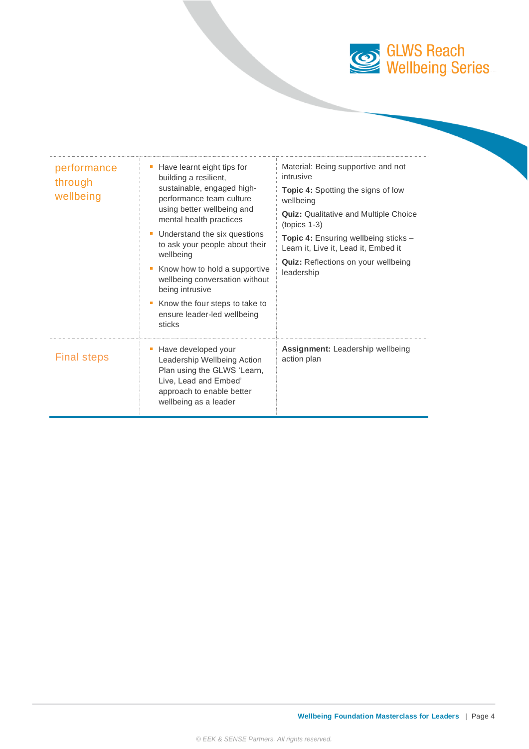| | | |
|---|---|---|
| performance through wellbeing | - Have learnt eight tips for building a resilient, sustainable, engaged high-performance team culture using better wellbeing and mental health practices<br>- Understand the six questions to ask your people about their wellbeing<br>- Know how to hold a supportive wellbeing conversation without being intrusive<br>- Know the four steps to take to ensure leader-led wellbeing sticks | Material: Being supportive and not intrusive<br>**Topic 4:** Spotting the signs of low wellbeing<br>**Quiz:** Qualitative and Multiple Choice (topics 1-3)<br>**Topic 4:** Ensuring wellbeing sticks – Learn it, Live it, Lead it, Embed it<br>**Quiz:** Reflections on your wellbeing leadership |
| Final steps | - Have developed your Leadership Wellbeing Action Plan using the GLWS 'Learn, Live, Lead and Embed' approach to enable better wellbeing as a leader | **Assignment:** Leadership wellbeing action plan |